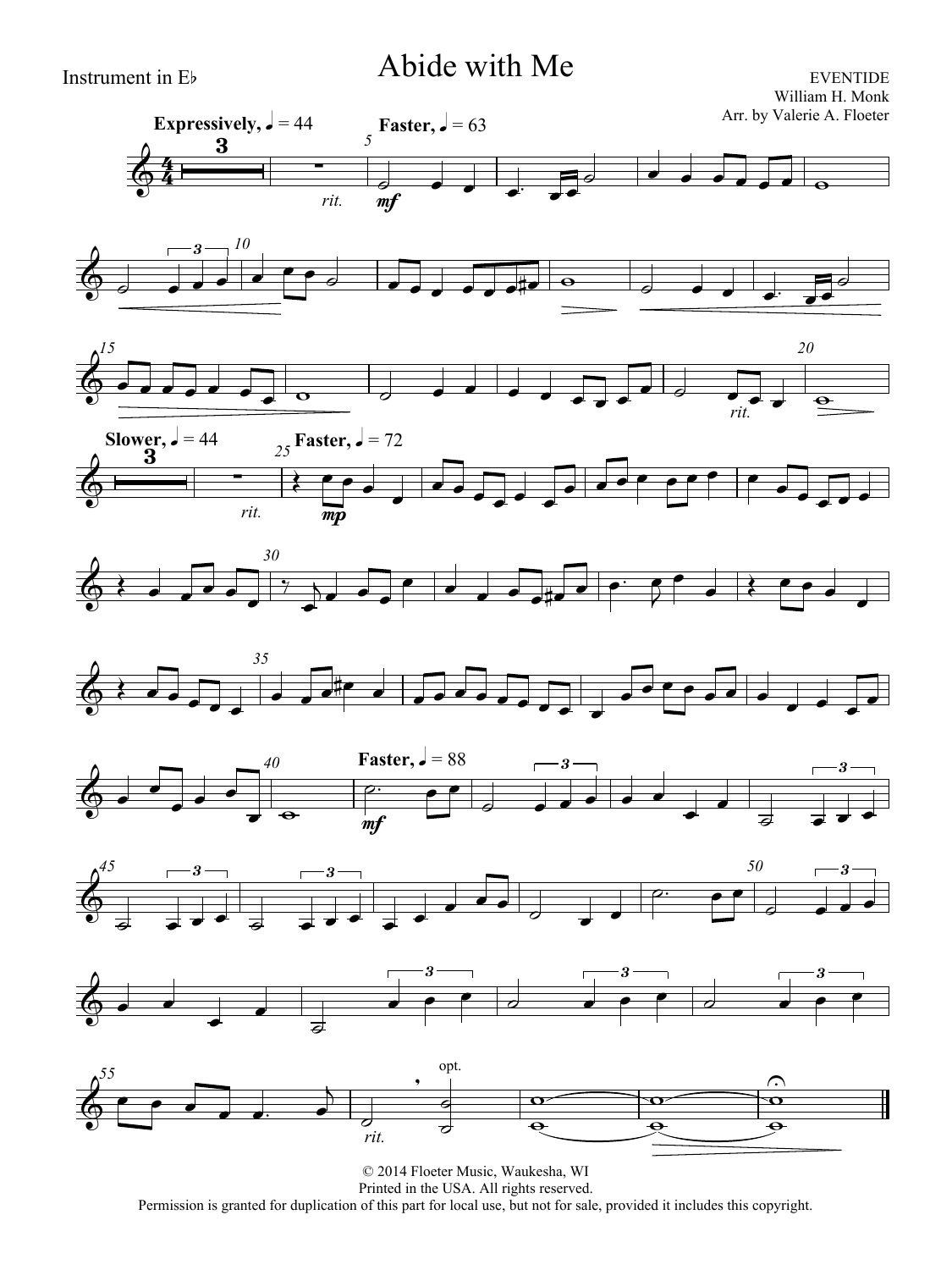Instrument in E♭

# Abide with Me

EVENTIDE
William H. Monk
Arr. by Valerie A. Floeter

© 2014 Floeter Music, Waukesha, WI
Printed in the USA. All rights reserved.
Permission is granted for duplication of this part for local use, but not for sale, provided it includes this copyright.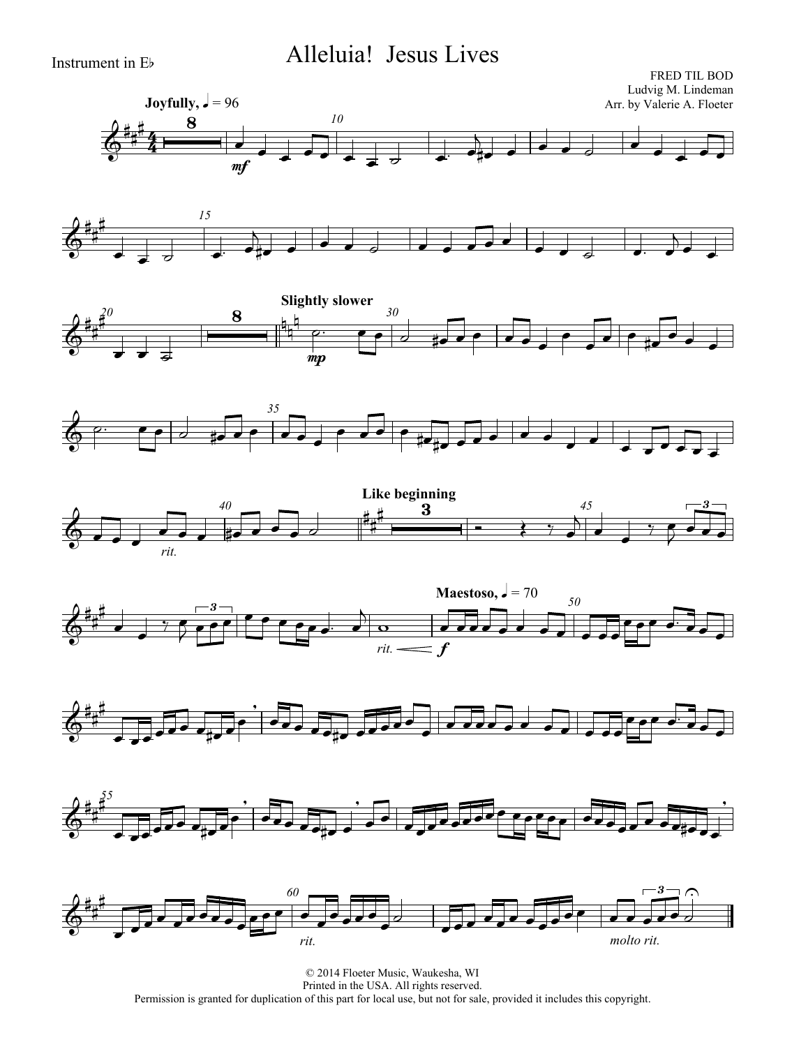Instrument in E♭

# Alleluia! Jesus Lives

FRED TIL BOD
Ludvig M. Lindeman
Arr. by Valerie A. Floeter

Joyfully, ♩ = 96

Slightly slower

Like beginning

Maestoso, ♩ = 70

© 2014 Floeter Music, Waukesha, WI
Printed in the USA. All rights reserved.
Permission is granted for duplication of this part for local use, but not for sale, provided it includes this copyright.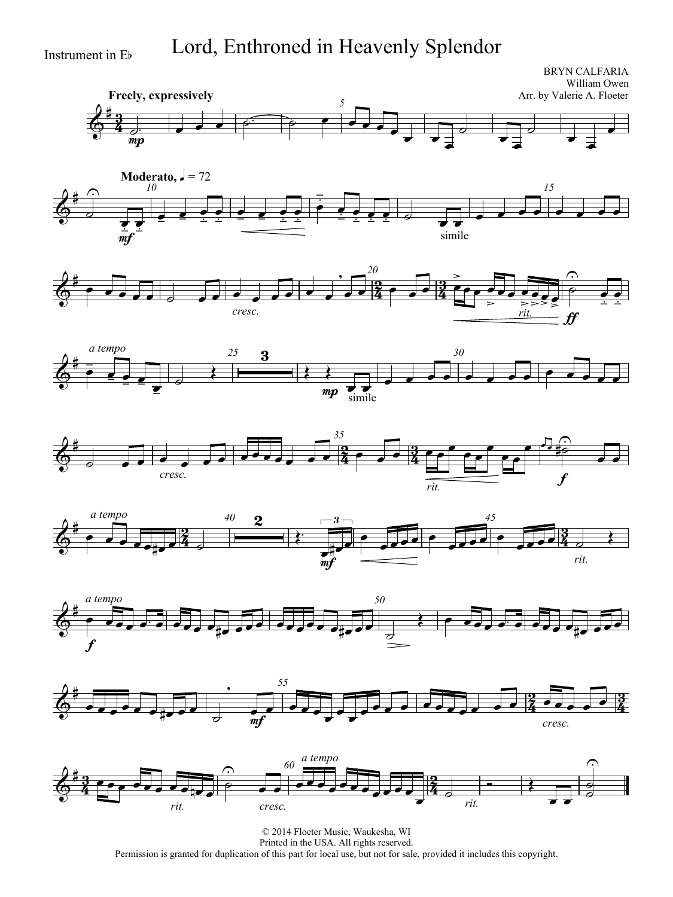Instrument in E♭

# Lord, Enthroned in Heavenly Splendor

BRYN CALFARIA
William Owen
Arr. by Valerie A. Floeter

© 2014 Floeter Music, Waukesha, WI
Printed in the USA. All rights reserved.
Permission is granted for duplication of this part for local use, but not for sale, provided it includes this copyright.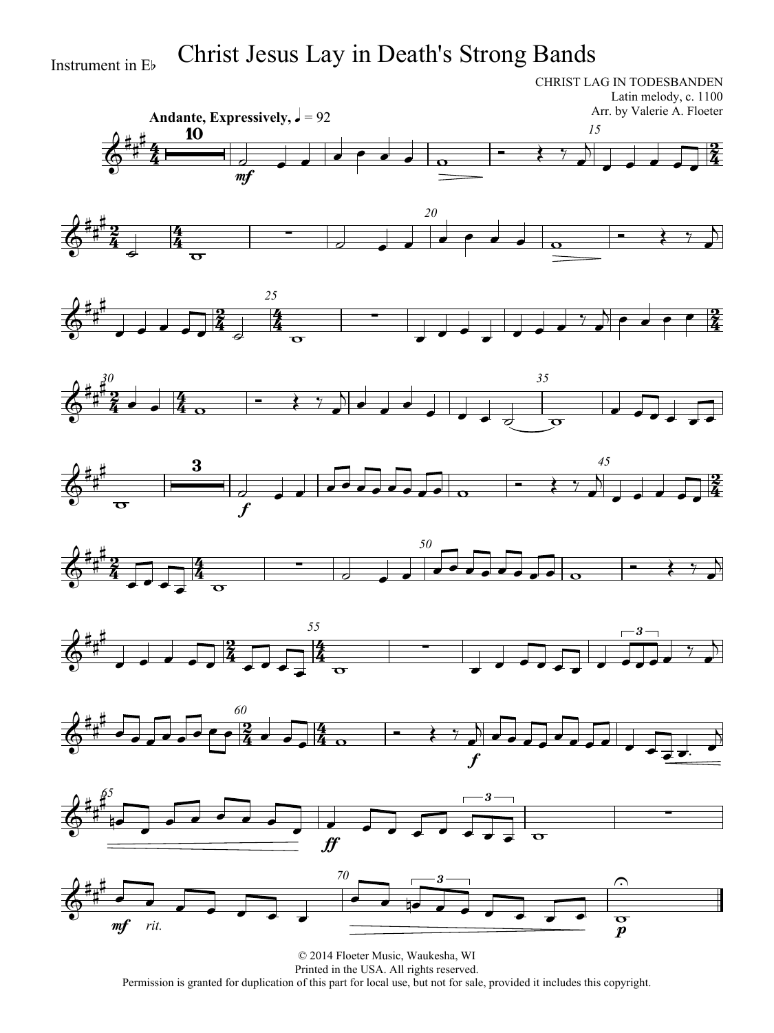Instrument in E♭

# Christ Jesus Lay in Death's Strong Bands

CHRIST LAG IN TODESBANDEN
Latin melody, c. 1100
Arr. by Valerie A. Floeter

**Andante, Expressively,** ♩ = 92

© 2014 Floeter Music, Waukesha, WI
Printed in the USA. All rights reserved.
Permission is granted for duplication of this part for local use, but not for sale, provided it includes this copyright.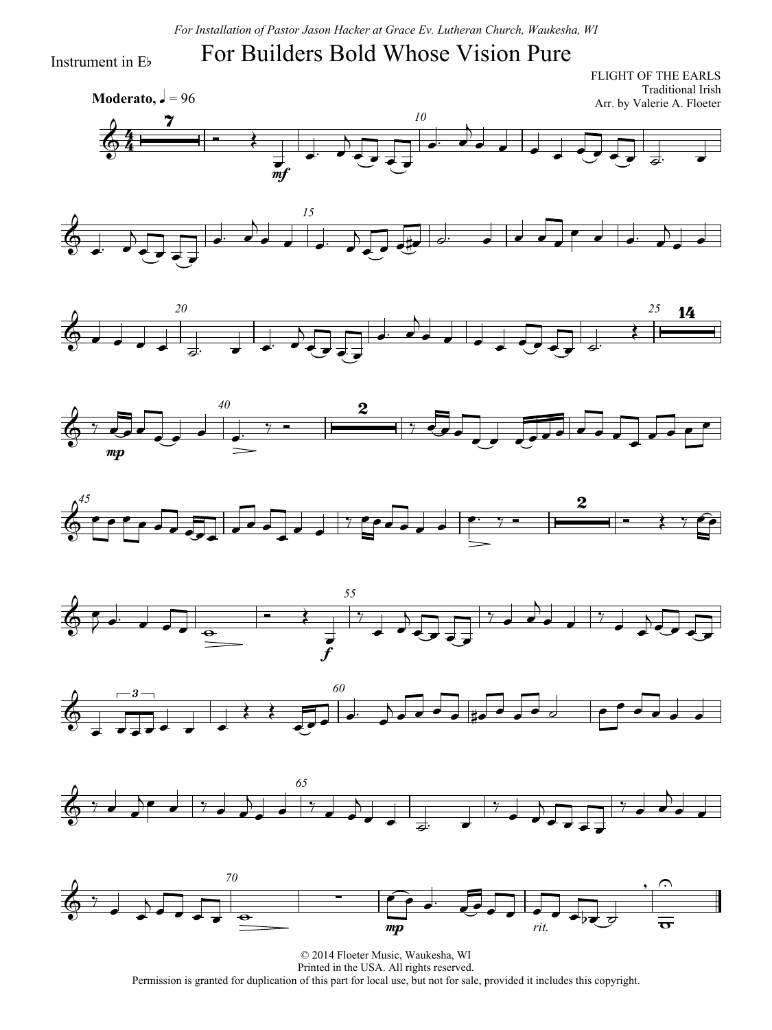*For Installation of Pastor Jason Hacker at Grace Ev. Lutheran Church, Waukesha, WI*

Instrument in E♭

# For Builders Bold Whose Vision Pure

FLIGHT OF THE EARLS
Traditional Irish
Arr. by Valerie A. Floeter

**Moderato**, ♩ = 96

© 2014 Floeter Music, Waukesha, WI
Printed in the USA. All rights reserved.
Permission is granted for duplication of this part for local use, but not for sale, provided it includes this copyright.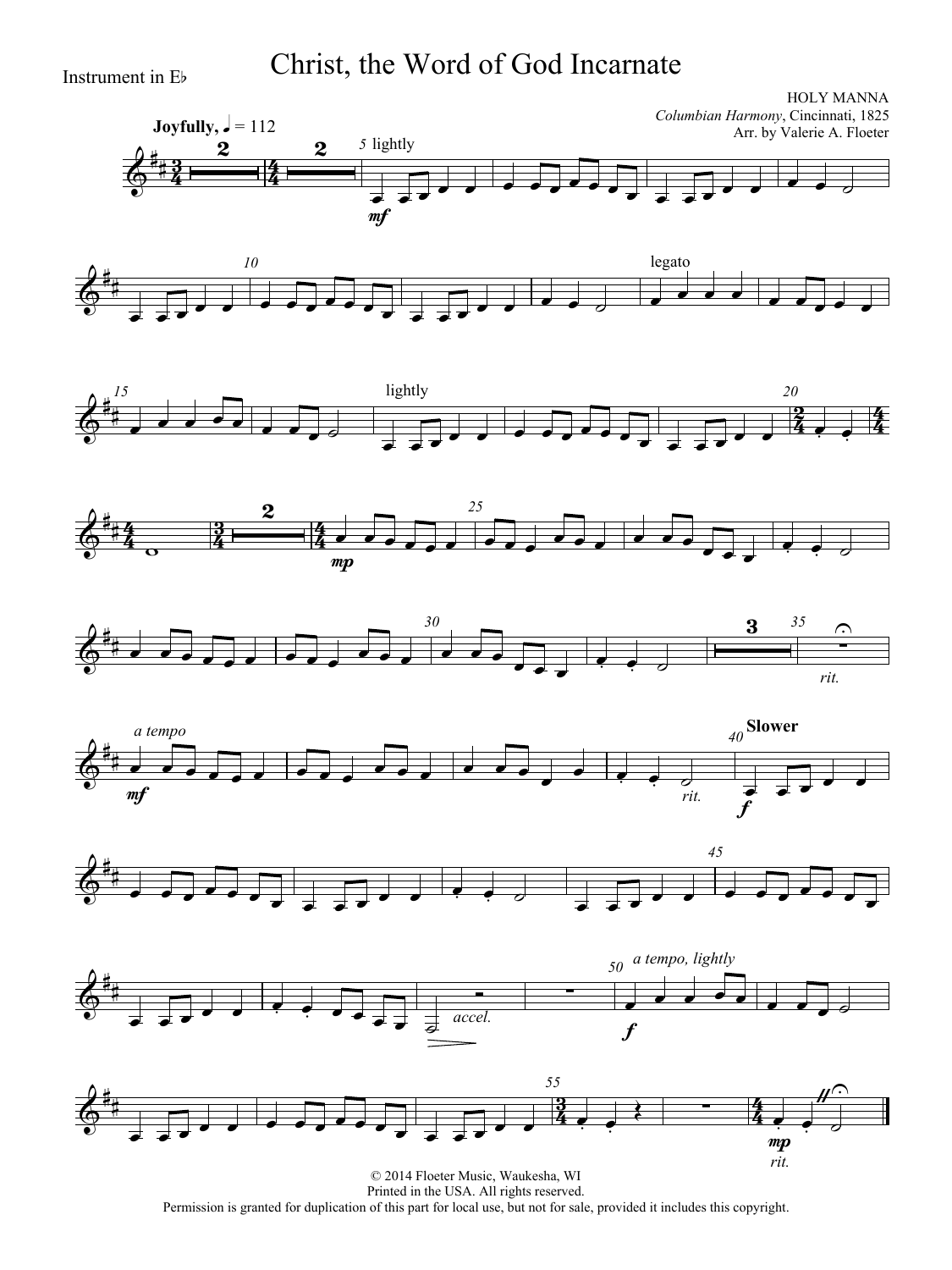Instrument in E♭

# Christ, the Word of God Incarnate

HOLY MANNA
*Columbian Harmony*, Cincinnati, 1825
Arr. by Valerie A. Floeter

© 2014 Floeter Music, Waukesha, WI
Printed in the USA. All rights reserved.
Permission is granted for duplication of this part for local use, but not for sale, provided it includes this copyright.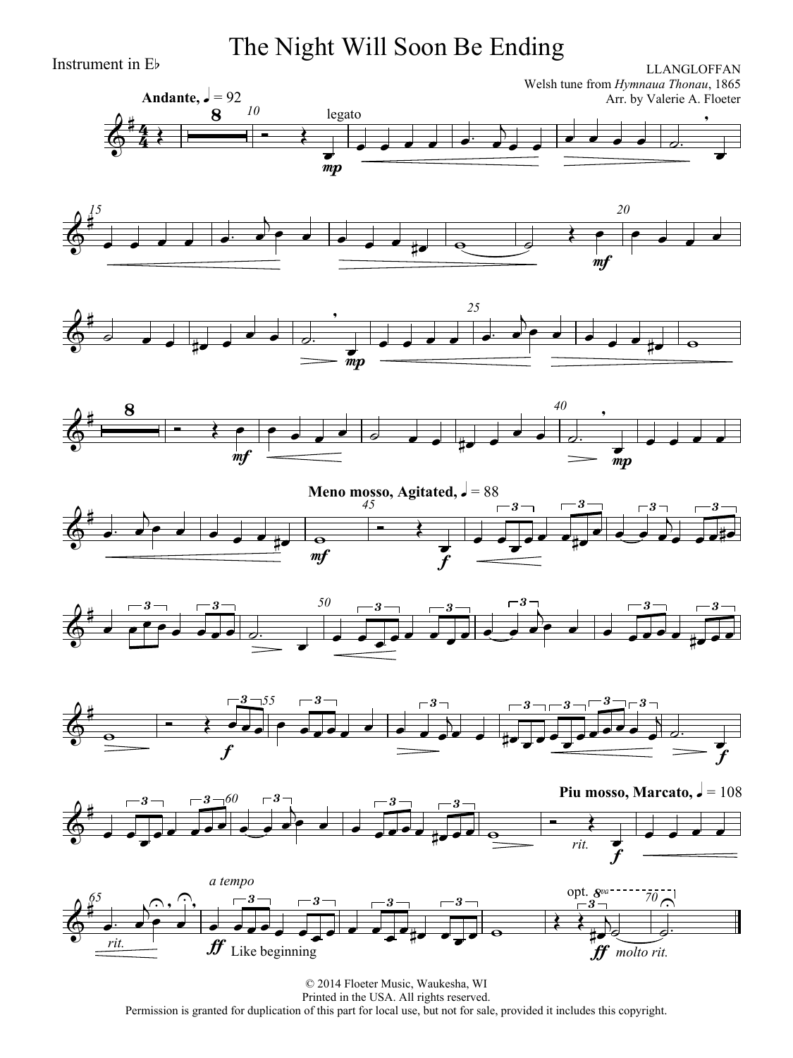# The Night Will Soon Be Ending

Instrument in E♭

LLANGLOFFAN
Welsh tune from *Hymnaua Thonau*, 1865
Arr. by Valerie A. Floeter

© 2014 Floeter Music, Waukesha, WI
Printed in the USA. All rights reserved.
Permission is granted for duplication of this part for local use, but not for sale, provided it includes this copyright.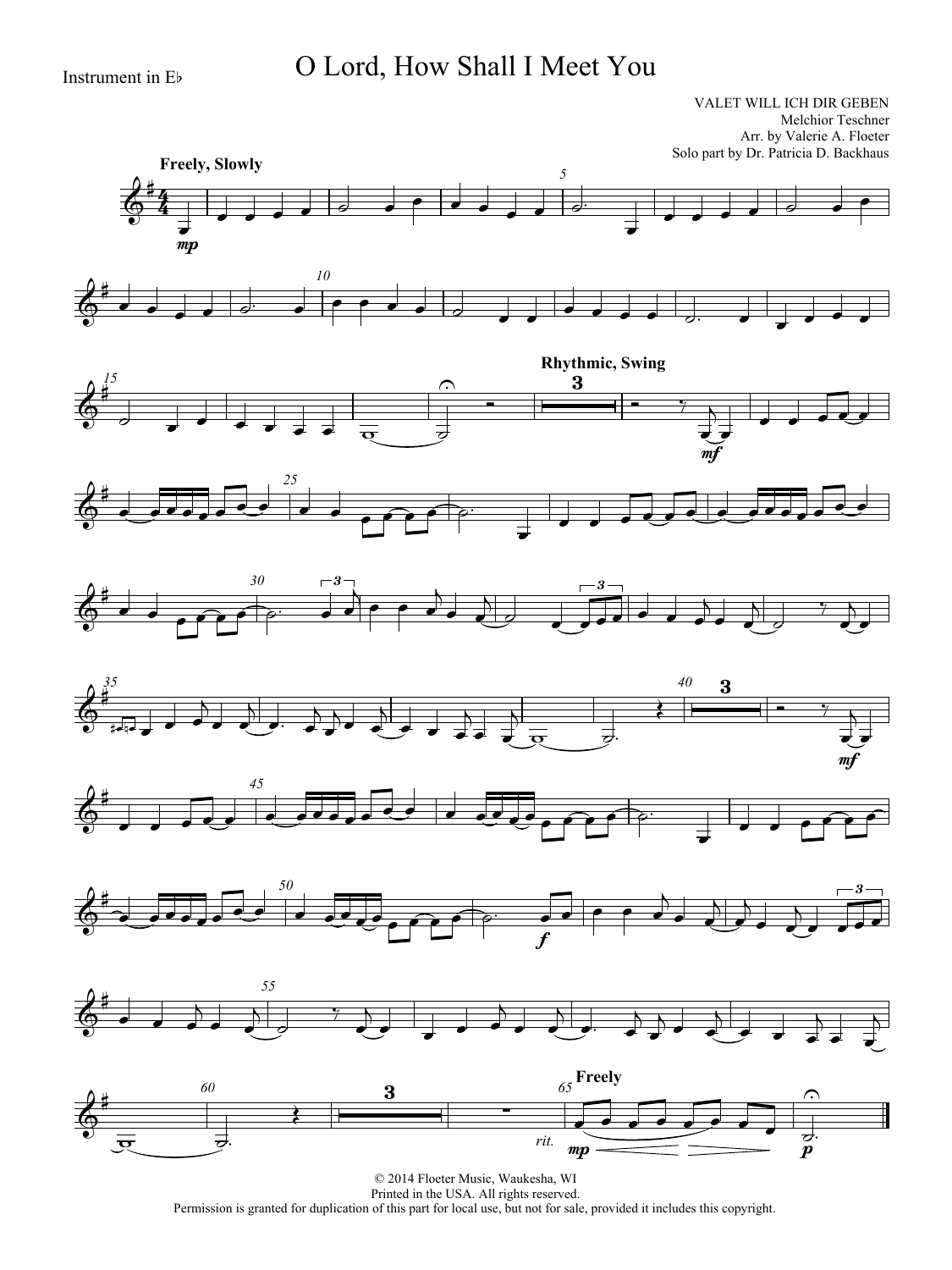Instrument in E♭

# O Lord, How Shall I Meet You

VALET WILL ICH DIR GEBEN
Melchior Teschner
Arr. by Valerie A. Floeter
Solo part by Dr. Patricia D. Backhaus

© 2014 Floeter Music, Waukesha, WI
Printed in the USA. All rights reserved.
Permission is granted for duplication of this part for local use, but not for sale, provided it includes this copyright.